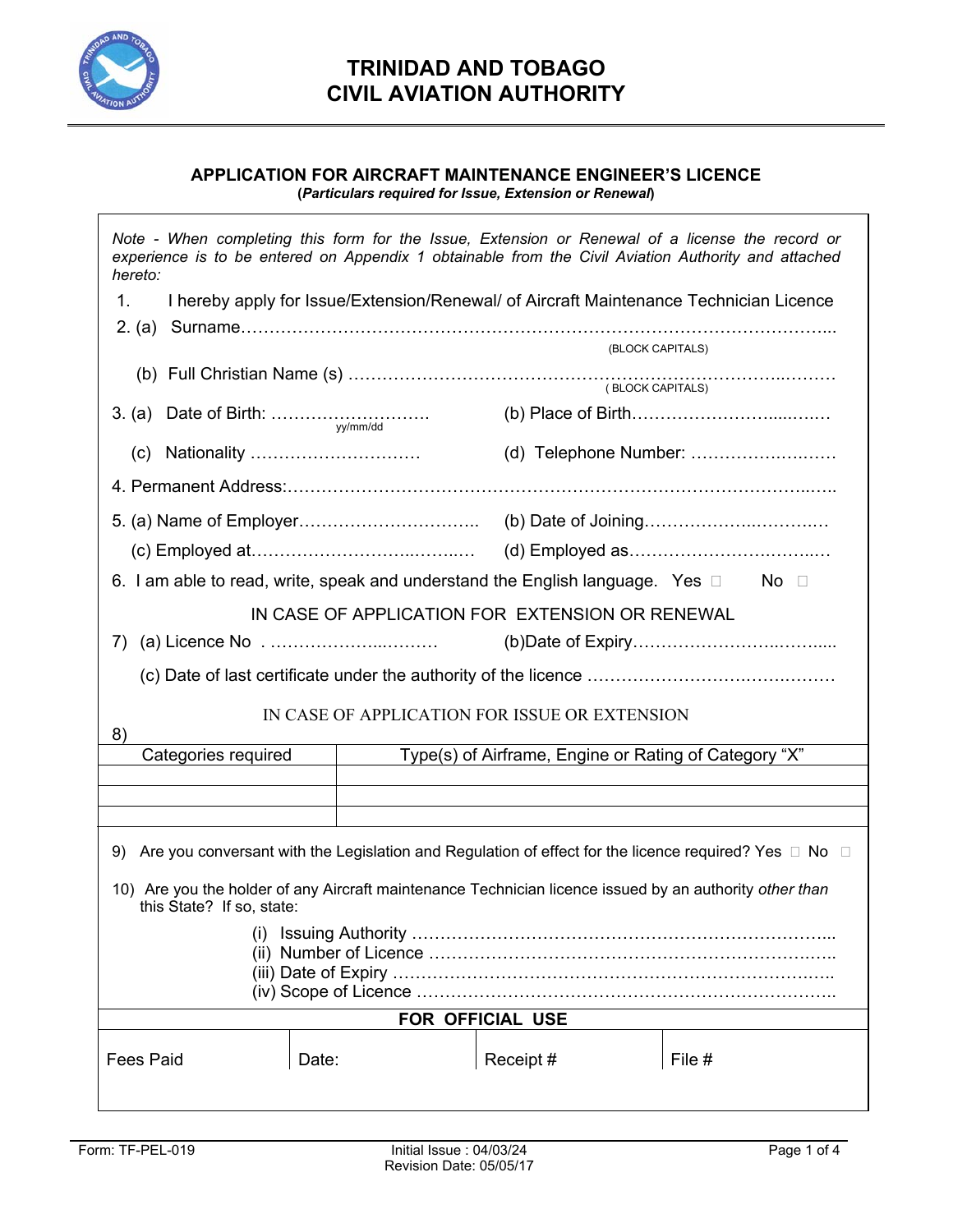# TRINIDAD AND TOBAGO CIVIL AVIATION AUTHORITY

## APPLICATION FOR AIRCRAFT MAINTENANCE ENGINEER'S LICENCE

**(*Particulars required for Issue, Extension or Renewal*)**

*Note - When completing this form for the Issue, Extension or Renewal of a license the record or experience is to be entered on Appendix 1 obtainable from the Civil Aviation Authority and attached hereto:*

1. I hereby apply for Issue/Extension/Renewal/ of Aircraft Maintenance Technician Licence

2. (a) Surname…………………………………………………………………………………………...
(BLOCK CAPITALS)

   (b) Full Christian Name (s) …………………………………………………………………..………
( BLOCK CAPITALS)

3. (a) Date of Birth: ……………………….
yy/mm/dd
   (b) Place of Birth………………………....…..…

   (c) Nationality …………………………
   (d) Telephone Number: …………………….……

4. Permanent Address:……………………………………………………………………………..…..

5. (a) Name of Employer…………………………..
   (b) Date of Joining……………………..………..…

   (c) Employed at……………………..……..…
   (d) Employed as………………………….……..…

6. I am able to read, write, speak and understand the English language. Yes ☐ No ☐

IN CASE OF APPLICATION FOR EXTENSION OR RENEWAL

7) (a) Licence No . ……………….……….
   (b)Date of Expiry…………………….……....

   (c) Date of last certificate under the authority of the licence ………………………….………

IN CASE OF APPLICATION FOR ISSUE OR EXTENSION

8)

| Categories required | Type(s) of Airframe, Engine or Rating of Category "X" |
|---|---|
| | |
| | |
| | |

9) Are you conversant with the Legislation and Regulation of effect for the licence required? Yes ☐ No ☐

10) Are you the holder of any Aircraft maintenance Technician licence issued by an authority *other than* this State? If so, state:

(i) Issuing Authority ………………………………………………………………...
(ii) Number of Licence ………………………………………………………….…..
(iii) Date of Expiry ……………………………………………………………….…..
(iv) Scope of Licence ……………………………………………………………….

**FOR OFFICIAL USE**

| Fees Paid | Date: | Receipt # | File # |
|---|---|---|---|
| | | | |

Form: TF-PEL-019 Initial Issue : 04/03/24 Revision Date: 05/05/17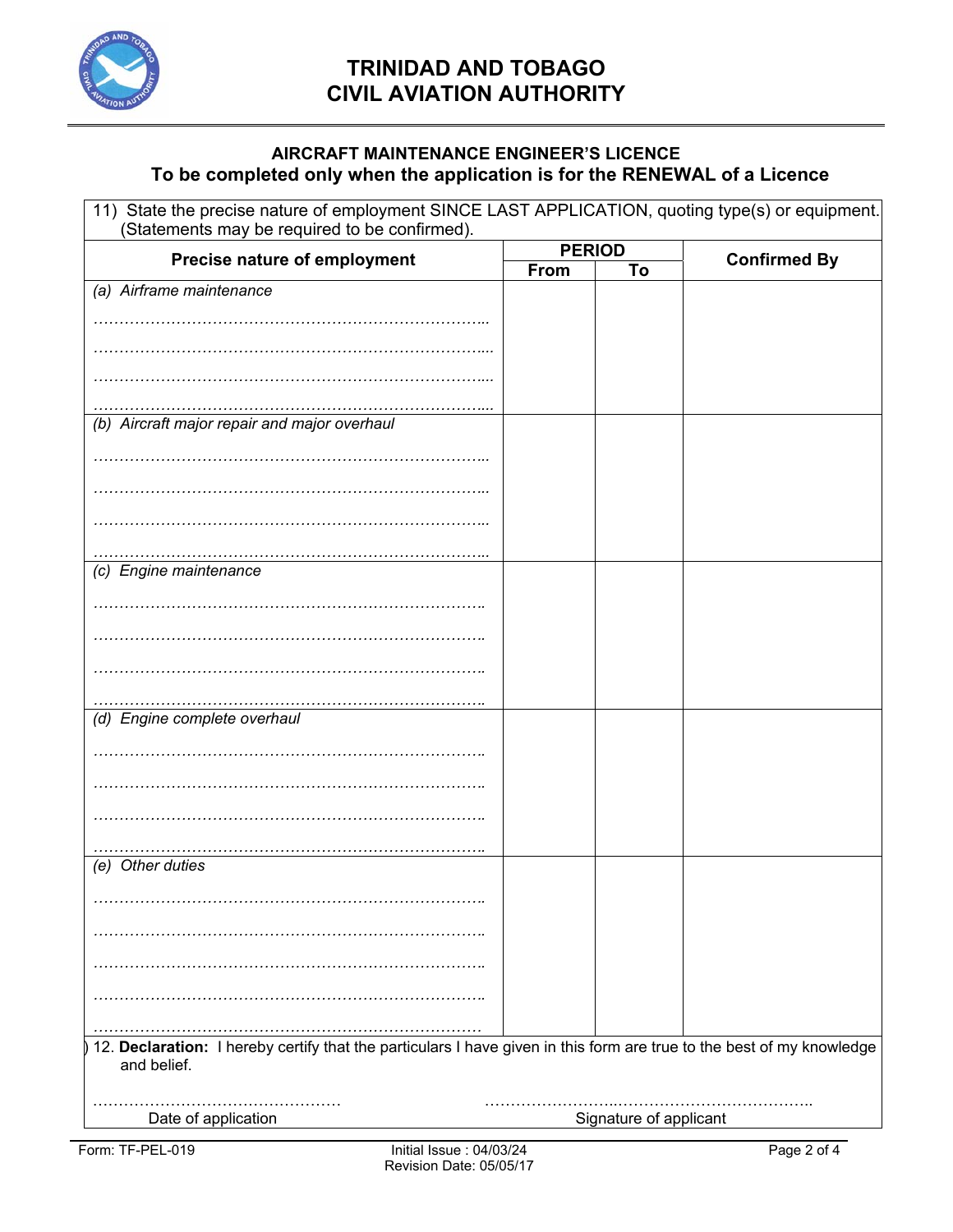# TRINIDAD AND TOBAGO
# CIVIL AVIATION AUTHORITY

### AIRCRAFT MAINTENANCE ENGINEER'S LICENCE
### To be completed only when the application is for the RENEWAL of a Licence

11) State the precise nature of employment SINCE LAST APPLICATION, quoting type(s) or equipment. (Statements may be required to be confirmed).

| Precise nature of employment | PERIOD | | Confirmed By |
|---|---|---|---|
| | From | To | |
| *(a) Airframe maintenance*<br>……………………………………………………………..<br>……………………………………………………………..<br>……………………………………………………………..<br>…………………………………………………………….. | | | |
| *(b) Aircraft major repair and major overhaul*<br>……………………………………………………………..<br>……………………………………………………………..<br>……………………………………………………………..<br>…………………………………………………………….. | | | |
| *(c) Engine maintenance*<br>……………………………………………………………..<br>……………………………………………………………..<br>……………………………………………………………..<br>…………………………………………………………….. | | | |
| *(d) Engine complete overhaul*<br>……………………………………………………………..<br>……………………………………………………………..<br>……………………………………………………………..<br>…………………………………………………………….. | | | |
| *(e) Other duties*<br>……………………………………………………………..<br>……………………………………………………………..<br>……………………………………………………………..<br>……………………………………………………………..<br>…………………………………………………………….. | | | |

12. **Declaration:** I hereby certify that the particulars I have given in this form are true to the best of my knowledge and belief.

…………………………………………  
Date of application

……………………………………………………………….  
Signature of applicant

Form: TF-PEL-019 Initial Issue : 04/03/24 Revision Date: 05/05/17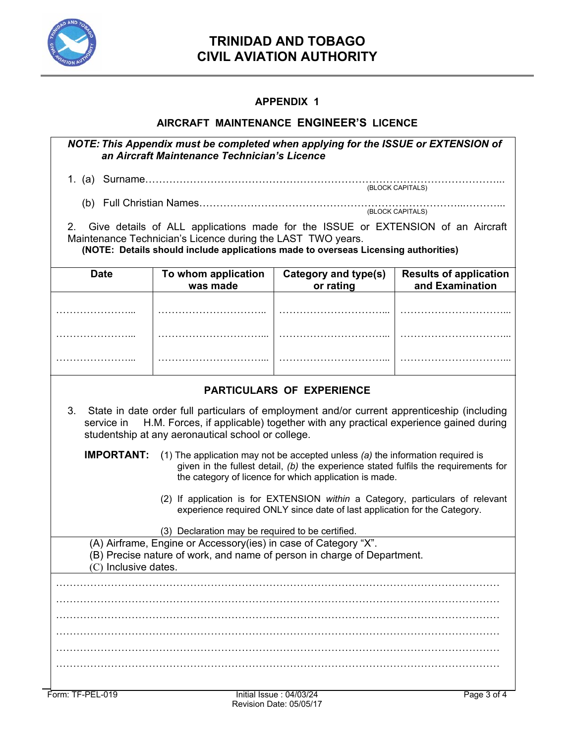# TRINIDAD AND TOBAGO CIVIL AVIATION AUTHORITY

## APPENDIX 1

### AIRCRAFT MAINTENANCE ENGINEER'S LICENCE

***NOTE: This Appendix must be completed when applying for the ISSUE or EXTENSION of an Aircraft Maintenance Technician's Licence***

1. (a) Surname……………………………………………………………………………………………..
   (BLOCK CAPITALS)

   (b) Full Christian Names………………………………………………………………..………..
   (BLOCK CAPITALS)

2. Give details of ALL applications made for the ISSUE or EXTENSION of an Aircraft Maintenance Technician's Licence during the LAST TWO years.
   **(NOTE: Details should include applications made to overseas Licensing authorities)**

| Date | To whom application was made | Category and type(s) or rating | Results of application and Examination |
|---|---|---|---|
| …………………... | …………………………... | …………………………... | …………………………... |
| …………………... | …………………………... | …………………………... | …………………………... |
| …………………... | …………………………... | …………………………... | …………………………... |

### PARTICULARS OF EXPERIENCE

3. State in date order full particulars of employment and/or current apprenticeship (including service in H.M. Forces, if applicable) together with any practical experience gained during studentship at any aeronautical school or college.

**IMPORTANT:** (1) The application may not be accepted unless *(a)* the information required is given in the fullest detail, *(b)* the experience stated fulfils the requirements for the category of licence for which application is made.

(2) If application is for EXTENSION *within* a Category, particulars of relevant experience required ONLY since date of last application for the Category.

(3) Declaration may be required to be certified.

(A) Airframe, Engine or Accessory(ies) in case of Category "X".
(B) Precise nature of work, and name of person in charge of Department.
(C) Inclusive dates.

……………………………………………………………………………………………………………
……………………………………………………………………………………………………………
……………………………………………………………………………………………………………
……………………………………………………………………………………………………………
……………………………………………………………………………………………………………
……………………………………………………………………………………………………………

Form: TF-PEL-019 Initial Issue : 04/03/24 Revision Date: 05/05/17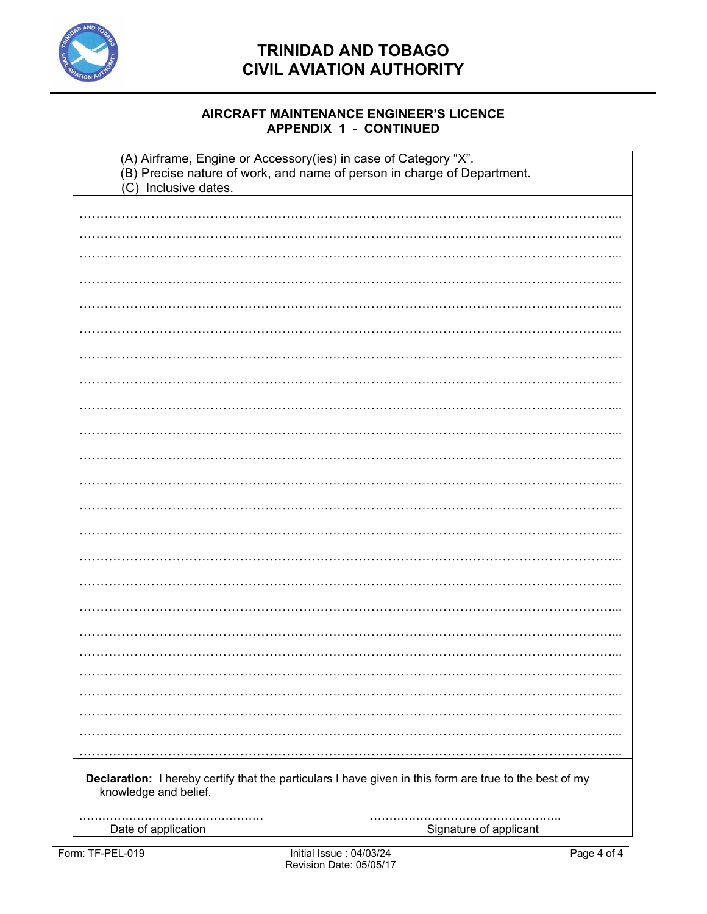# TRINIDAD AND TOBAGO CIVIL AVIATION AUTHORITY

## AIRCRAFT MAINTENANCE ENGINEER'S LICENCE
## APPENDIX 1 - CONTINUED

(A) Airframe, Engine or Accessory(ies) in case of Category "X".
(B) Precise nature of work, and name of person in charge of Department.
(C) Inclusive dates.

…………………………………………………………………………………………………………...
…………………………………………………………………………………………………………...
…………………………………………………………………………………………………………...
…………………………………………………………………………………………………………...
…………………………………………………………………………………………………………...
…………………………………………………………………………………………………………...
…………………………………………………………………………………………………………...
…………………………………………………………………………………………………………...
…………………………………………………………………………………………………………...
…………………………………………………………………………………………………………...
…………………………………………………………………………………………………………...
…………………………………………………………………………………………………………...
…………………………………………………………………………………………………………...
…………………………………………………………………………………………………………...
…………………………………………………………………………………………………………...
…………………………………………………………………………………………………………...
…………………………………………………………………………………………………………...
…………………………………………………………………………………………………………...
…………………………………………………………………………………………………………...
…………………………………………………………………………………………………………...
…………………………………………………………………………………………………………...
…………………………………………………………………………………………………………...
…………………………………………………………………………………………………………...
…………………………………………………………………………………………………………...

**Declaration:** I hereby certify that the particulars I have given in this form are true to the best of my knowledge and belief.

…………………………………………  …………………………………………..
Date of application  Signature of applicant

Form: TF-PEL-019 Initial Issue : 04/03/24 Revision Date: 05/05/17